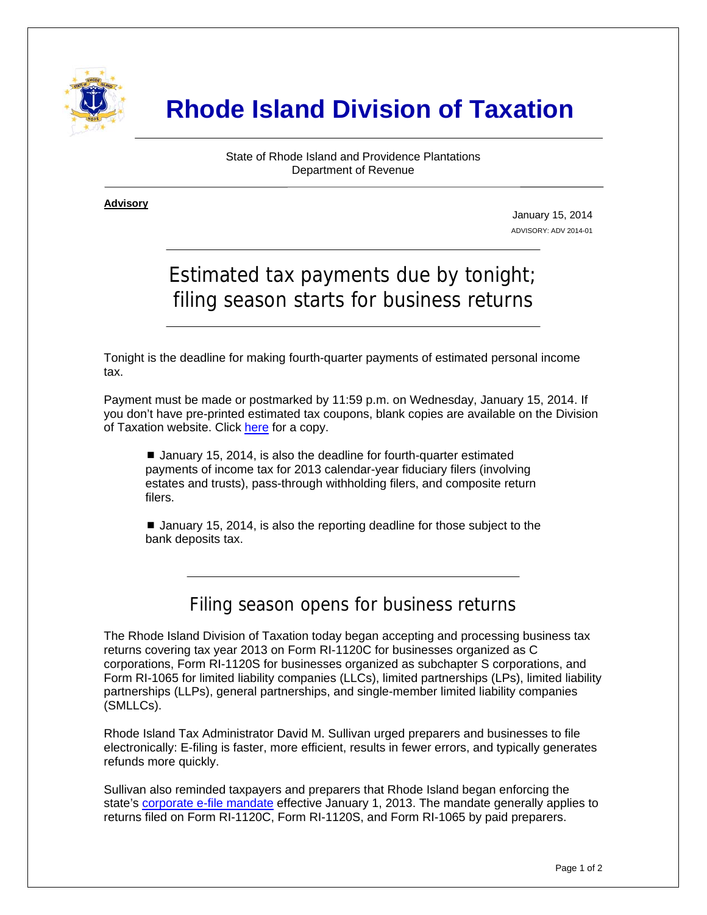# Rhode Island Division of Taxation

State of Rhode Island and Providence Plantations
Department of Revenue

**Advisory**

January 15, 2014
ADVISORY: ADV 2014-01

## Estimated tax payments due by tonight; filing season starts for business returns

Tonight is the deadline for making fourth-quarter payments of estimated personal income tax.

Payment must be made or postmarked by 11:59 p.m. on Wednesday, January 15, 2014. If you don't have pre-printed estimated tax coupons, blank copies are available on the Division of Taxation website. Click here for a copy.

- January 15, 2014, is also the deadline for fourth-quarter estimated payments of income tax for 2013 calendar-year fiduciary filers (involving estates and trusts), pass-through withholding filers, and composite return filers.

- January 15, 2014, is also the reporting deadline for those subject to the bank deposits tax.

## Filing season opens for business returns

The Rhode Island Division of Taxation today began accepting and processing business tax returns covering tax year 2013 on Form RI-1120C for businesses organized as C corporations, Form RI-1120S for businesses organized as subchapter S corporations, and Form RI-1065 for limited liability companies (LLCs), limited partnerships (LPs), limited liability partnerships (LLPs), general partnerships, and single-member limited liability companies (SMLLCs).

Rhode Island Tax Administrator David M. Sullivan urged preparers and businesses to file electronically: E-filing is faster, more efficient, results in fewer errors, and typically generates refunds more quickly.

Sullivan also reminded taxpayers and preparers that Rhode Island began enforcing the state's corporate e-file mandate effective January 1, 2013. The mandate generally applies to returns filed on Form RI-1120C, Form RI-1120S, and Form RI-1065 by paid preparers.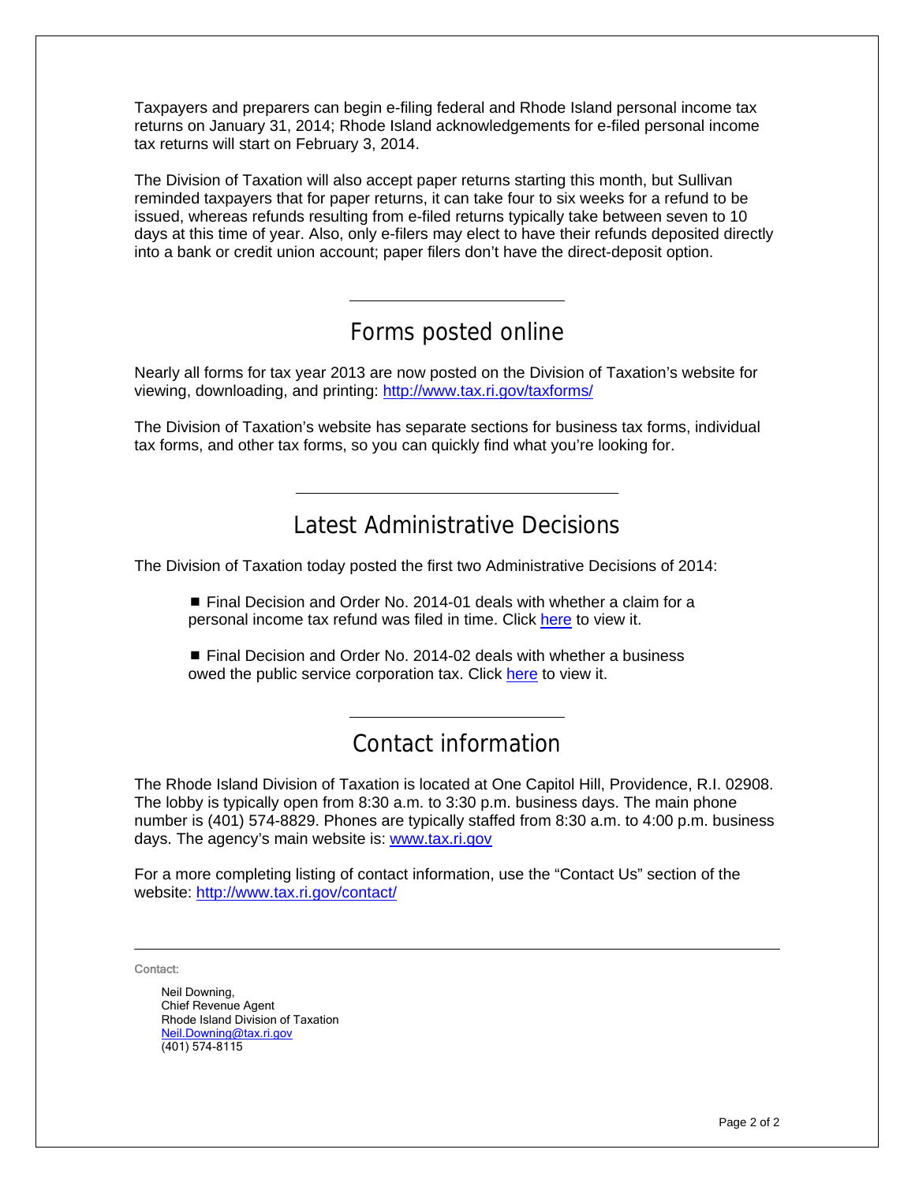Taxpayers and preparers can begin e-filing federal and Rhode Island personal income tax returns on January 31, 2014; Rhode Island acknowledgements for e-filed personal income tax returns will start on February 3, 2014.

The Division of Taxation will also accept paper returns starting this month, but Sullivan reminded taxpayers that for paper returns, it can take four to six weeks for a refund to be issued, whereas refunds resulting from e-filed returns typically take between seven to 10 days at this time of year. Also, only e-filers may elect to have their refunds deposited directly into a bank or credit union account; paper filers don't have the direct-deposit option.

---

## Forms posted online

Nearly all forms for tax year 2013 are now posted on the Division of Taxation's website for viewing, downloading, and printing: [http://www.tax.ri.gov/taxforms/](http://www.tax.ri.gov/taxforms/)

The Division of Taxation's website has separate sections for business tax forms, individual tax forms, and other tax forms, so you can quickly find what you're looking for.

---

## Latest Administrative Decisions

The Division of Taxation today posted the first two Administrative Decisions of 2014:

- Final Decision and Order No. 2014-01 deals with whether a claim for a personal income tax refund was filed in time. Click here to view it.

- Final Decision and Order No. 2014-02 deals with whether a business owed the public service corporation tax. Click here to view it.

---

## Contact information

The Rhode Island Division of Taxation is located at One Capitol Hill, Providence, R.I. 02908. The lobby is typically open from 8:30 a.m. to 3:30 p.m. business days. The main phone number is (401) 574-8829. Phones are typically staffed from 8:30 a.m. to 4:00 p.m. business days. The agency's main website is: [www.tax.ri.gov](http://www.tax.ri.gov)

For a more completing listing of contact information, use the "Contact Us" section of the website: [http://www.tax.ri.gov/contact/](http://www.tax.ri.gov/contact/)

---

Contact:

Neil Downing,
Chief Revenue Agent
Rhode Island Division of Taxation
Neil.Downing@tax.ri.gov
(401) 574-8115